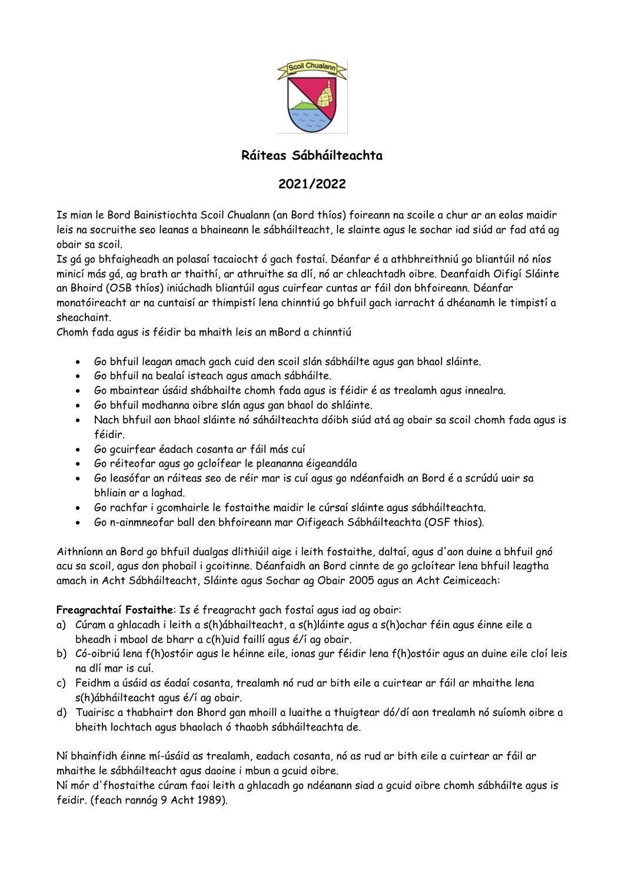## Ráiteas Sábháilteachta

## 2021/2022

Is mian le Bord Bainistiochta Scoil Chualann (an Bord thíos) foireann na scoile a chur ar an eolas maidir leis na socruithe seo leanas a bhaineann le sábháilteacht, le slainte agus le sochar iad siúd ar fad atá ag obair sa scoil.

Is gá go bhfaigheadh an polasaí tacaiocht ó gach fostaí. Déanfar é a athbhreithniú go bliantúil nó níos minicí más gá, ag brath ar thaithí, ar athruithe sa dlí, nó ar chleachtadh oibre. Deanfaidh Oifigí Sláinte an Bhoird (OSB thíos) iniúchadh bliantúil agus cuirfear cuntas ar fáil don bhfoireann. Déanfar monatóireacht ar na cuntaisí ar thimpistí lena chinntiú go bhfuil gach iarracht á dhéanamh le timpistí a sheachaint.

Chomh fada agus is féidir ba mhaith leis an mBord a chinntiú

- Go bhfuil leagan amach gach cuid den scoil slán sábháilte agus gan bhaol sláinte.
- Go bhfuil na bealaí isteach agus amach sábháilte.
- Go mbaintear úsáid shábhailte chomh fada agus is féidir é as trealamh agus innealra.
- Go bhfuil modhanna oibre slán agus gan bhaol do shláinte.
- Nach bhfuil aon bhaol sláinte nó sáháilteachta dóibh siúd atá ag obair sa scoil chomh fada agus is féidir.
- Go gcuirfear éadach cosanta ar fáil más cuí
- Go réiteofar agus go gcloífear le pleananna éigeandála
- Go leasófar an ráiteas seo de réir mar is cuí agus go ndéanfaidh an Bord é a scrúdú uair sa bhliain ar a laghad.
- Go rachfar i gcomhairle le fostaithe maidir le cúrsaí sláinte agus sábháilteachta.
- Go n-ainmneofar ball den bhfoireann mar Oifigeach Sábháilteachta (OSF thios).

Aithníonn an Bord go bhfuil dualgas dlithiúil aige i leith fostaithe, daltaí, agus d'aon duine a bhfuil gnó acu sa scoil, agus don phobail i gcoitinne. Déanfaidh an Bord cinnte de go gcloítear lena bhfuil leagtha amach in Acht Sábháilteacht, Sláinte agus Sochar ag Obair 2005 agus an Acht Ceimiceach:

**Freagrachtaí Fostaithe**: Is é freagracht gach fostaí agus iad ag obair:

a) Cúram a ghlacadh i leith a s(h)ábhailteacht, a s(h)láinte agus a s(h)ochar féin agus éinne eile a bheadh i mbaol de bharr a c(h)uid faillí agus é/í ag obair.

b) Có-oibriú lena f(h)ostóir agus le héinne eile, ionas gur féidir lena f(h)ostóir agus an duine eile cloí leis na dlí mar is cuí.

c) Feidhm a úsáid as éadaí cosanta, trealamh nó rud ar bith eile a cuirtear ar fáil ar mhaithe lena s(h)ábháilteacht agus é/í ag obair.

d) Tuairisc a thabhairt don Bhord gan mhoill a luaithe a thuigtear dó/dí aon trealamh nó suíomh oibre a bheith lochtach agus bhaolach ó thaobh sábháilteachta de.

Ní bhainfidh éinne mí-úsáid as trealamh, eadach cosanta, nó as rud ar bith eile a cuirtear ar fáil ar mhaithe le sábháilteacht agus daoine i mbun a gcuid oibre.

Ní mór d'fhostaithe cúram faoi leith a ghlacadh go ndéanann siad a gcuid oibre chomh sábháilte agus is feidir. (feach rannóg 9 Acht 1989).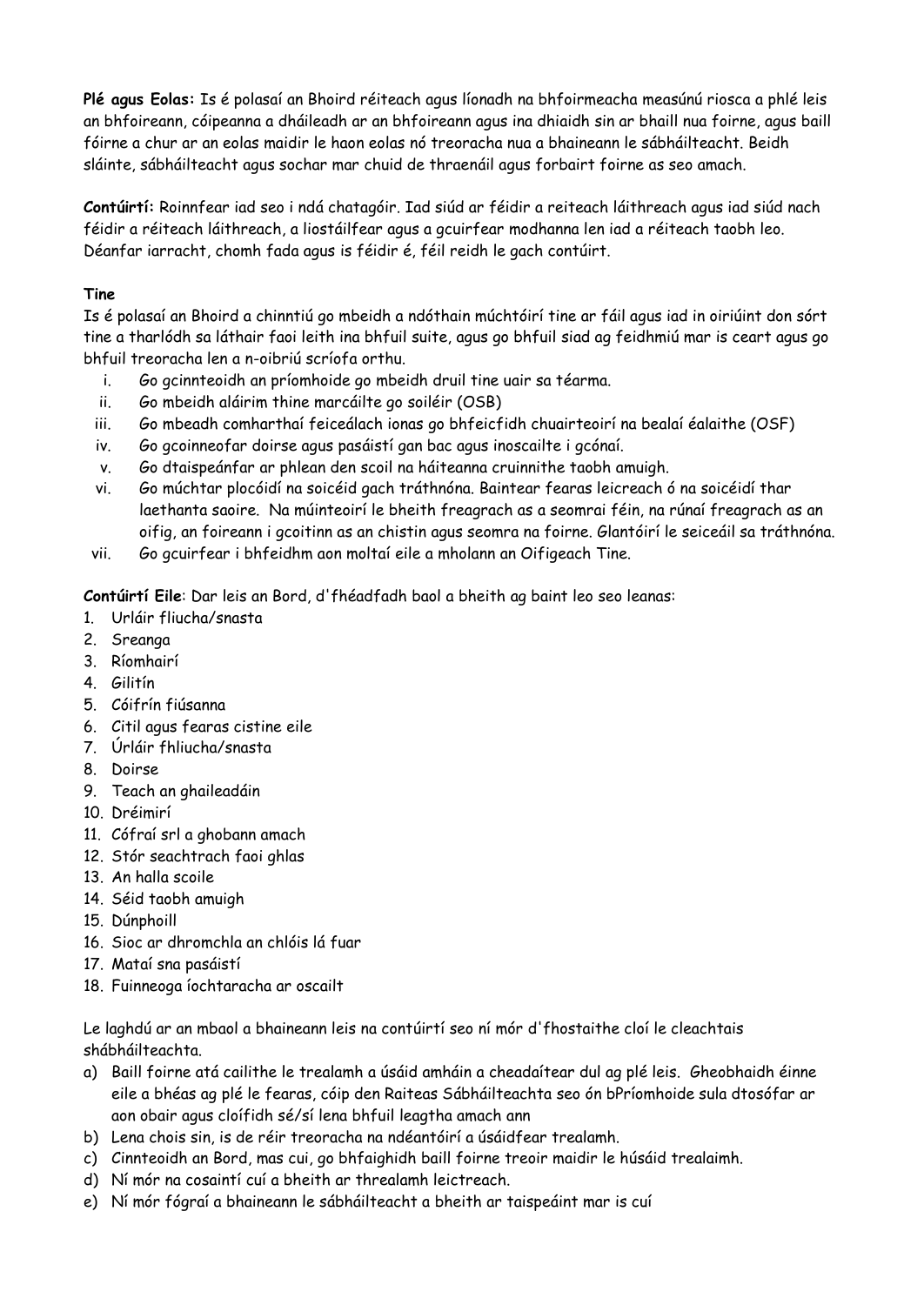**Plé agus Eolas:** Is é polasaí an Bhoird réiteach agus líonadh na bhfoirmeacha measúnú riosca a phlé leis an bhfoireann, cóipeanna a dháileadh ar an bhfoireann agus ina dhiaidh sin ar bhaill nua foirne, agus baill fóirne a chur ar an eolas maidir le haon eolas nó treoracha nua a bhaineann le sábháilteacht. Beidh sláinte, sábháilteacht agus sochar mar chuid de thraenáil agus forbairt foirne as seo amach.

**Contúirtí:** Roinnfear iad seo i ndá chatagóir. Iad siúd ar féidir a reiteach láithreach agus iad siúd nach féidir a réiteach láithreach, a liostáilfear agus a gcuirfear modhanna len iad a réiteach taobh leo. Déanfar iarracht, chomh fada agus is féidir é, féil reidh le gach contúirt.

**Tine**

Is é polasaí an Bhoird a chinntiú go mbeidh a ndóthain múchtóirí tine ar fáil agus iad in oiriúint don sórt tine a tharlódh sa láthair faoi leith ina bhfuil suite, agus go bhfuil siad ag feidhmiú mar is ceart agus go bhfuil treoracha len a n-oibriú scríofa orthu.

i. Go gcinnteoidh an príomhoide go mbeidh druil tine uair sa téarma.
ii. Go mbeidh aláirim thine marcáilte go soiléir (OSB)
iii. Go mbeadh comharthaí feiceálach ionas go bhfeicfidh chuairteoirí na bealaí éalaithe (OSF)
iv. Go gcoinneofar doirse agus pasáistí gan bac agus inoscailte i gcónaí.
v. Go dtaispeánfar ar phlean den scoil na háiteanna cruinnithe taobh amuigh.
vi. Go múchtar plocóidí na soicéid gach tráthnóna. Baintear fearas leicreach ó na soicéidí thar laethanta saoire. Na múinteoirí le bheith freagrach as a seomrai féin, na rúnaí freagrach as an oifig, an foireann i gcoitinn as an chistin agus seomra na foirne. Glantóirí le seiceáil sa tráthnóna.
vii. Go gcuirfear i bhfeidhm aon moltaí eile a mholann an Oifigeach Tine.

**Contúirtí Eile**: Dar leis an Bord, d'fhéadfadh baol a bheith ag baint leo seo leanas:

1. Urláir fliucha/snasta
2. Sreanga
3. Ríomhairí
4. Gilitín
5. Cóifrín fiúsanna
6. Citil agus fearas cistine eile
7. Úrláir fhliucha/snasta
8. Doirse
9. Teach an ghaileadáin
10. Dréimirí
11. Cófraí srl a ghobann amach
12. Stór seachtrach faoi ghlas
13. An halla scoile
14. Séid taobh amuigh
15. Dúnphoill
16. Sioc ar dhromchla an chlóis lá fuar
17. Mataí sna pasáistí
18. Fuinneoga íochtaracha ar oscailt

Le laghdú ar an mbaol a bhaineann leis na contúirtí seo ní mór d'fhostaithe cloí le cleachtais shábháilteachta.

a) Baill foirne atá cailithe le trealamh a úsáid amháin a cheadaítear dul ag plé leis. Gheobhaidh éinne eile a bhéas ag plé le fearas, cóip den Raiteas Sábháilteachta seo ón bPríomhoide sula dtosófar ar aon obair agus cloífidh sé/sí lena bhfuil leagtha amach ann
b) Lena chois sin, is de réir treoracha na ndéantóirí a úsáidfear trealamh.
c) Cinnteoidh an Bord, mas cui, go bhfaighidh baill foirne treoir maidir le húsáid trealaimh.
d) Ní mór na cosaintí cuí a bheith ar threalamh leictreach.
e) Ní mór fógraí a bhaineann le sábháilteacht a bheith ar taispeáint mar is cuí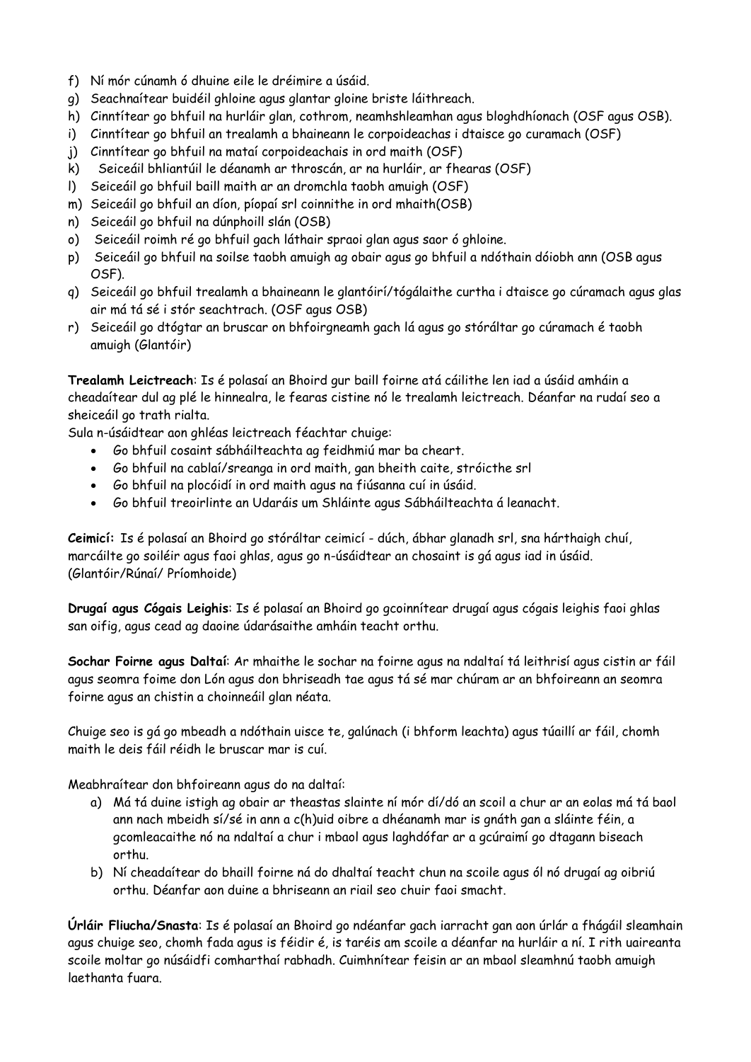f) Ní mór cúnamh ó dhuine eile le dréimire a úsáid.
g) Seachnaítear buidéil ghloine agus glantar gloine briste láithreach.
h) Cinntítear go bhfuil na hurláir glan, cothrom, neamhshleamhan agus bloghdhíonach (OSF agus OSB).
i) Cinntítear go bhfuil an trealamh a bhaineann le corpoideachas i dtaisce go curamach (OSF)
j) Cinntítear go bhfuil na mataí corpoideachais in ord maith (OSF)
k) Seiceáil bhliantúil le déanamh ar throscán, ar na hurláir, ar fhearas (OSF)
l) Seiceáil go bhfuil baill maith ar an dromchla taobh amuigh (OSF)
m) Seiceáil go bhfuil an díon, píopaí srl coinnithe in ord mhaith(OSB)
n) Seiceáil go bhfuil na dúnphoill slán (OSB)
o) Seiceáil roimh ré go bhfuil gach láthair spraoi glan agus saor ó ghloine.
p) Seiceáil go bhfuil na soilse taobh amuigh ag obair agus go bhfuil a ndóthain dóiobh ann (OSB agus OSF).
q) Seiceáil go bhfuil trealamh a bhaineann le glantóirí/tógálaithe curtha i dtaisce go cúramach agus glas air má tá sé i stór seachtrach. (OSF agus OSB)
r) Seiceáil go dtógtar an bruscar on bhfoirgneamh gach lá agus go stóráltar go cúramach é taobh amuigh (Glantóir)

**Trealamh Leictreach**: Is é polasaí an Bhoird gur baill foirne atá cáilithe len iad a úsáid amháin a cheadaítear dul ag plé le hinnealra, le fearas cistine nó le trealamh leictreach. Déanfar na rudaí seo a sheiceáil go trath rialta.

Sula n-úsáidtear aon ghléas leictreach féachtar chuige:

- Go bhfuil cosaint sábháilteachta ag feidhmiú mar ba cheart.
- Go bhfuil na cablaí/sreanga in ord maith, gan bheith caite, stróicthe srl
- Go bhfuil na plocóidí in ord maith agus na fiúsanna cuí in úsáid.
- Go bhfuil treoirlinte an Udaráis um Shláinte agus Sábháilteachta á leanacht.

**Ceimicí:** Is é polasaí an Bhoird go stóráltar ceimicí - dúch, ábhar glanadh srl, sna hárthaigh chuí, marcáilte go soiléir agus faoi ghlas, agus go n-úsáidtear an chosaint is gá agus iad in úsáid. (Glantóir/Rúnaí/ Príomhoide)

**Drugaí agus Cógais Leighis**: Is é polasaí an Bhoird go gcoinnítear drugaí agus cógais leighis faoi ghlas san oifig, agus cead ag daoine údarásaithe amháin teacht orthu.

**Sochar Foirne agus Daltaí**: Ar mhaithe le sochar na foirne agus na ndaltaí tá leithrisí agus cistin ar fáil agus seomra foime don Lón agus don bhriseadh tae agus tá sé mar chúram ar an bhfoireann an seomra foirne agus an chistin a choinneáil glan néata.

Chuige seo is gá go mbeadh a ndóthain uisce te, galúnach (i bhform leachta) agus túaillí ar fáil, chomh maith le deis fáil réidh le bruscar mar is cuí.

Meabhraítear don bhfoireann agus do na daltaí:

a) Má tá duine istigh ag obair ar theastas slainte ní mór dí/dó an scoil a chur ar an eolas má tá baol ann nach mbeidh sí/sé in ann a c(h)uid oibre a dhéanamh mar is gnáth gan a sláinte féin, a gcomleacaithe nó na ndaltaí a chur i mbaol agus laghdófar ar a gcúraimí go dtagann biseach orthu.
b) Ní cheadaítear do bhaill foirne ná do dhaltaí teacht chun na scoile agus ól nó drugaí ag oibriú orthu. Déanfar aon duine a bhriseann an riail seo chuir faoi smacht.

**Úrláir Fliucha/Snasta**: Is é polasaí an Bhoird go ndéanfar gach iarracht gan aon úrlár a fhágáil sleamhain agus chuige seo, chomh fada agus is féidir é, is taréis am scoile a déanfar na hurláir a ní. I rith uaireanta scoile moltar go núsáidfi comharthaí rabhadh. Cuimhnítear feisin ar an mbaol sleamhnú taobh amuigh laethanta fuara.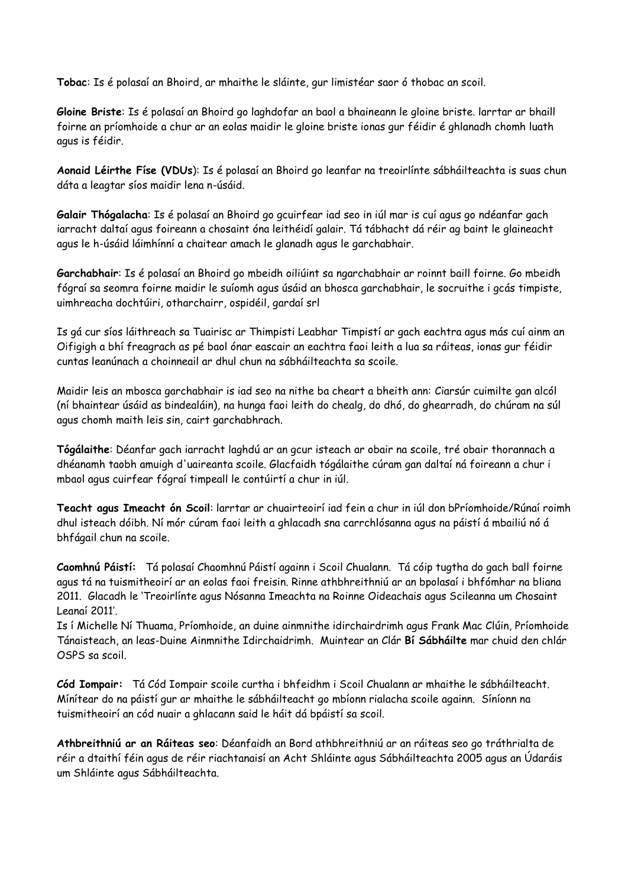**Tobac**: Is é polasaí an Bhoird, ar mhaithe le sláinte, gur limistéar saor ó thobac an scoil.

**Gloine Briste**: Is é polasaí an Bhoird go laghdofar an baol a bhaineann le gloine briste. Iarrtar ar bhaill foirne an príomhoide a chur ar an eolas maidir le gloine briste ionas gur féidir é ghlanadh chomh luath agus is féidir.

**Aonaid Léirthe Físe (VDUs)**: Is é polasaí an Bhoird go leanfar na treoirlínte sábháilteachta is suas chun dáta a leagtar síos maidir lena n-úsáid.

**Galair Thógalacha**: Is é polasaí an Bhoird go gcuirfear iad seo in iúl mar is cuí agus go ndéanfar gach iarracht daltaí agus foireann a chosaint óna leithéidí galair. Tá tábhacht dá réir ag baint le glaineacht agus le h-úsáid láimhínní a chaitear amach le glanadh agus le garchabhair.

**Garchabhair**: Is é polasaí an Bhoird go mbeidh oiliúint sa ngarchabhair ar roinnt baill foirne. Go mbeidh fógraí sa seomra foirne maidir le suíomh agus úsáid an bhosca garchabhair, le socruithe i gcás timpiste, uimhreacha dochtúiri, otharchairr, ospidéil, gardaí srl

Is gá cur síos láithreach sa Tuairisc ar Thimpisti Leabhar Timpistí ar gach eachtra agus más cuí ainm an Oifigigh a bhí freagrach as pé baol ónar eascair an eachtra faoi leith a lua sa ráiteas, ionas gur féidir cuntas leanúnach a choinneail ar dhul chun na sábháilteachta sa scoile.

Maidir leis an mbosca garchabhair is iad seo na nithe ba cheart a bheith ann: Ciarsúr cuimilte gan alcól (ní bhaintear úsáid as bindealáin), na hunga faoi leith do chealg, do dhó, do ghearradh, do chúram na súl agus chomh maith leis sin, cairt garchabhrach.

**Tógálaithe**: Déanfar gach iarracht laghdú ar an gcur isteach ar obair na scoile, tré obair thorannach a dhéanamh taobh amuigh d'uaireanta scoile. Glacfaidh tógálaithe cúram gan daltaí ná foireann a chur i mbaol agus cuirfear fógraí timpeall le contúirtí a chur in iúl.

**Teacht agus Imeacht ón Scoil**: Iarrtar ar chuairteoirí iad fein a chur in iúl don bPríomhoide/Rúnaí roimh dhul isteach dóibh. Ní mór cúram faoi leith a ghlacadh sna carrchlósanna agus na páistí á mbailiú nó á bhfágail chun na scoile.

**Caomhnú Páistí:** Tá polasaí Chaomhnú Páistí againn i Scoil Chualann. Tá cóip tugtha do gach ball foirne agus tá na tuismitheoirí ar an eolas faoi freisin. Rinne athbhreithniú ar an bpolasaí i bhfómhar na bliana 2011. Glacadh le 'Treoirlínte agus Nósanna Imeachta na Roinne Oideachais agus Scileanna um Chosaint Leanaí 2011'.
Is í Michelle Ní Thuama, Príomhoide, an duine ainmnithe idirchairdrimh agus Frank Mac Clúin, Príomhoide Tánaisteach, an leas-Duine Ainmnithe Idirchaidrimh. Muintear an Clár **Bí Sábháilte** mar chuid den chlár OSPS sa scoil.

**Cód Iompair:** Tá Cód Iompair scoile curtha i bhfeidhm i Scoil Chualann ar mhaithe le sábháilteacht. Mínítear do na páistí gur ar mhaithe le sábháilteacht go mbíonn rialacha scoile againn. Síníonn na tuismitheoirí an cód nuair a ghlacann said le háit dá bpáistí sa scoil.

**Athbhreithniú ar an Ráiteas seo**: Déanfaidh an Bord athbhreithniú ar an ráiteas seo go tráthrialta de réir a dtaithí féin agus de réir riachtanaisí an Acht Shláinte agus Sábháilteachta 2005 agus an Údaráis um Shláinte agus Sábháilteachta.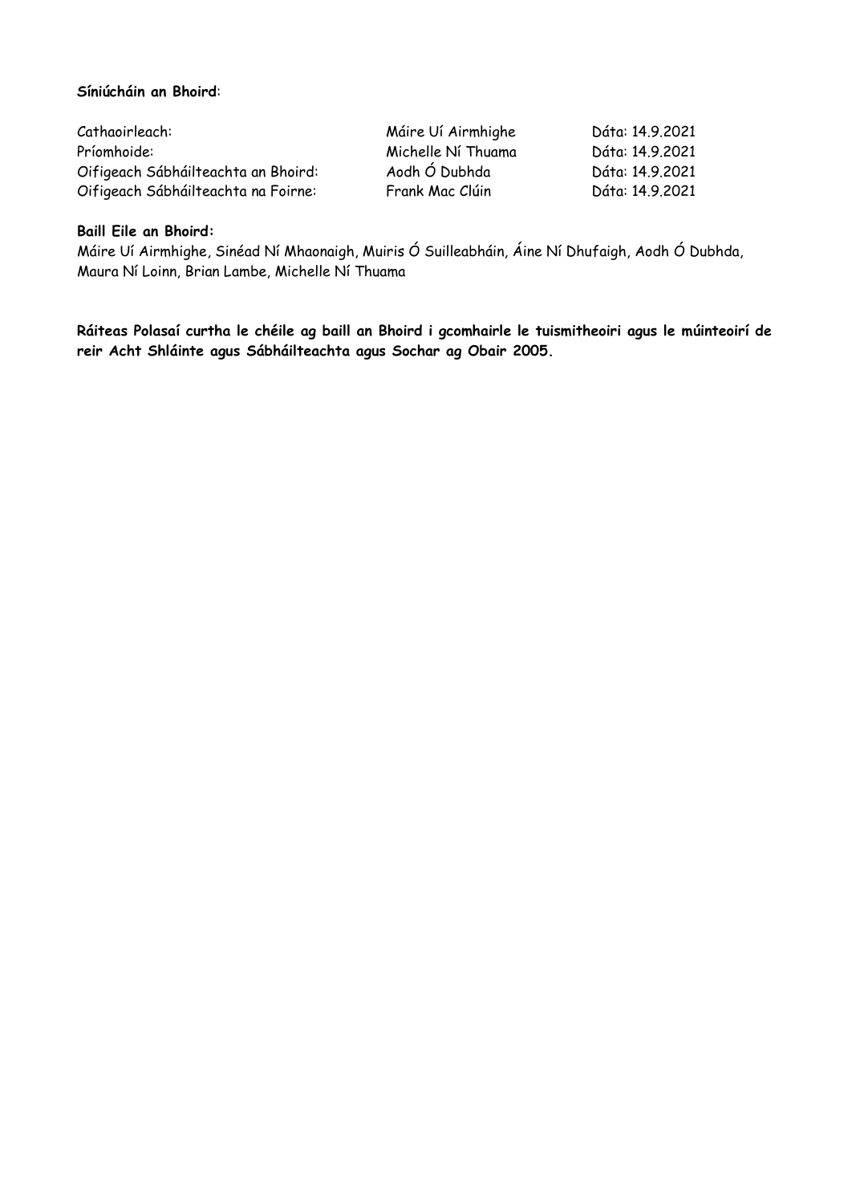**Síniúcháin an Bhoird**:

| | | |
|---|---|---|
| Cathaoirleach: | Máire Uí Airmhighe | Dáta: 14.9.2021 |
| Príomhoide: | Michelle Ní Thuama | Dáta: 14.9.2021 |
| Oifigeach Sábháilteachta an Bhoird: | Aodh Ó Dubhda | Dáta: 14.9.2021 |
| Oifigeach Sábháilteachta na Foirne: | Frank Mac Clúin | Dáta: 14.9.2021 |

**Baill Eile an Bhoird:**
Máire Uí Airmhighe, Sinéad Ní Mhaonaigh, Muiris Ó Suilleabháin, Áine Ní Dhufaigh, Aodh Ó Dubhda, Maura Ní Loinn, Brian Lambe, Michelle Ní Thuama

**Ráiteas Polasaí curtha le chéile ag baill an Bhoird i gcomhairle le tuismitheoiri agus le múinteoirí de reir Acht Shláinte agus Sábháilteachta agus Sochar ag Obair 2005.**